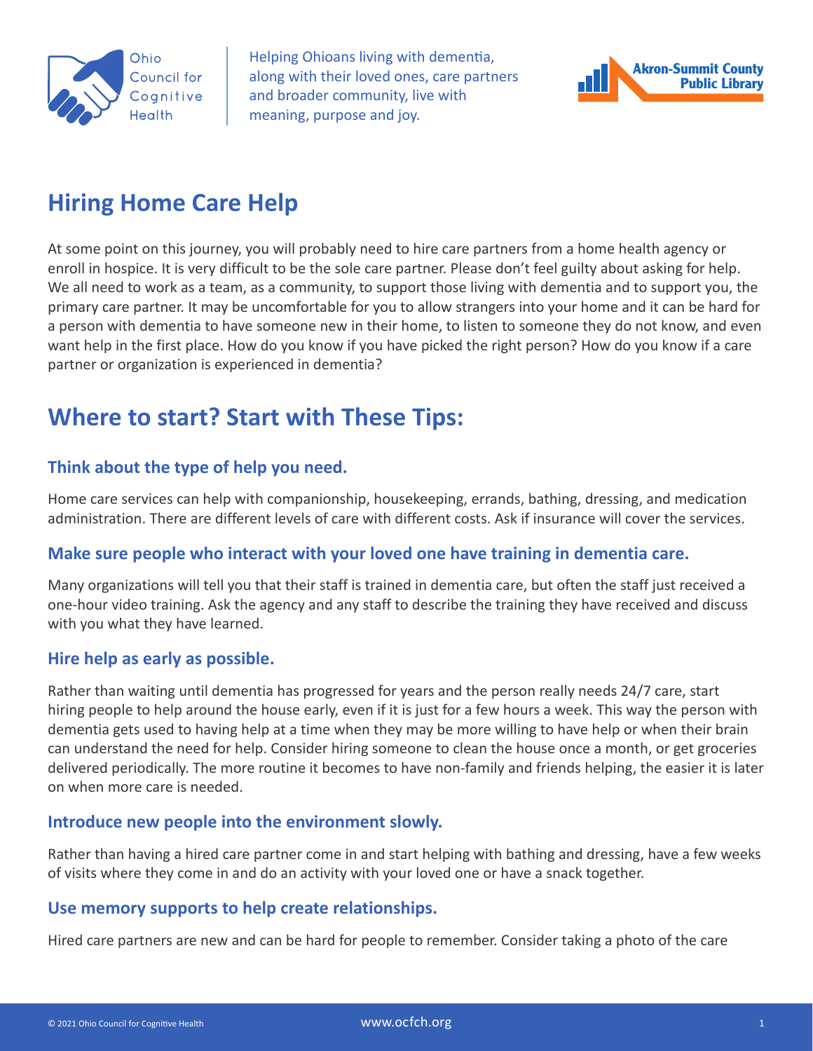Ohio Council for Cognitive Health

Helping Ohioans living with dementia, along with their loved ones, care partners and broader community, live with meaning, purpose and joy.

Akron-Summit County Public Library

# Hiring Home Care Help

At some point on this journey, you will probably need to hire care partners from a home health agency or enroll in hospice. It is very difficult to be the sole care partner. Please don't feel guilty about asking for help. We all need to work as a team, as a community, to support those living with dementia and to support you, the primary care partner. It may be uncomfortable for you to allow strangers into your home and it can be hard for a person with dementia to have someone new in their home, to listen to someone they do not know, and even want help in the first place. How do you know if you have picked the right person? How do you know if a care partner or organization is experienced in dementia?

## Where to start? Start with These Tips:

### Think about the type of help you need.

Home care services can help with companionship, housekeeping, errands, bathing, dressing, and medication administration. There are different levels of care with different costs. Ask if insurance will cover the services.

### Make sure people who interact with your loved one have training in dementia care.

Many organizations will tell you that their staff is trained in dementia care, but often the staff just received a one-hour video training. Ask the agency and any staff to describe the training they have received and discuss with you what they have learned.

### Hire help as early as possible.

Rather than waiting until dementia has progressed for years and the person really needs 24/7 care, start hiring people to help around the house early, even if it is just for a few hours a week. This way the person with dementia gets used to having help at a time when they may be more willing to have help or when their brain can understand the need for help. Consider hiring someone to clean the house once a month, or get groceries delivered periodically. The more routine it becomes to have non-family and friends helping, the easier it is later on when more care is needed.

### Introduce new people into the environment slowly.

Rather than having a hired care partner come in and start helping with bathing and dressing, have a few weeks of visits where they come in and do an activity with your loved one or have a snack together.

### Use memory supports to help create relationships.

Hired care partners are new and can be hard for people to remember. Consider taking a photo of the care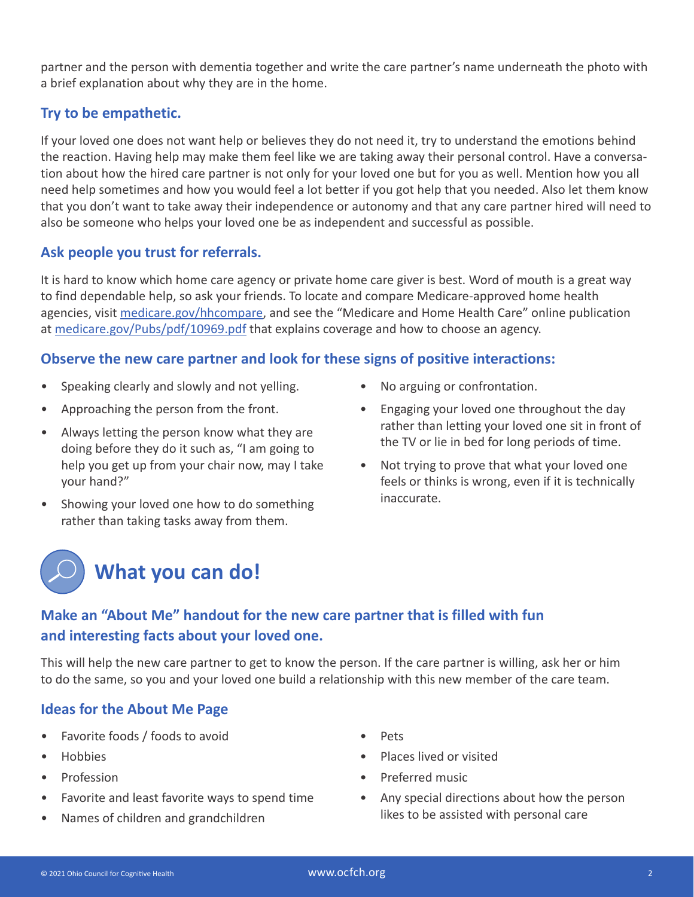partner and the person with dementia together and write the care partner's name underneath the photo with a brief explanation about why they are in the home.

### Try to be empathetic.

If your loved one does not want help or believes they do not need it, try to understand the emotions behind the reaction. Having help may make them feel like we are taking away their personal control. Have a conversation about how the hired care partner is not only for your loved one but for you as well. Mention how you all need help sometimes and how you would feel a lot better if you got help that you needed. Also let them know that you don't want to take away their independence or autonomy and that any care partner hired will need to also be someone who helps your loved one be as independent and successful as possible.

### Ask people you trust for referrals.

It is hard to know which home care agency or private home care giver is best. Word of mouth is a great way to find dependable help, so ask your friends. To locate and compare Medicare-approved home health agencies, visit medicare.gov/hhcompare, and see the "Medicare and Home Health Care" online publication at medicare.gov/Pubs/pdf/10969.pdf that explains coverage and how to choose an agency.

### Observe the new care partner and look for these signs of positive interactions:

- Speaking clearly and slowly and not yelling.
- Approaching the person from the front.
- Always letting the person know what they are doing before they do it such as, "I am going to help you get up from your chair now, may I take your hand?"
- Showing your loved one how to do something rather than taking tasks away from them.
- No arguing or confrontation.
- Engaging your loved one throughout the day rather than letting your loved one sit in front of the TV or lie in bed for long periods of time.
- Not trying to prove that what your loved one feels or thinks is wrong, even if it is technically inaccurate.

## What you can do!

### Make an "About Me" handout for the new care partner that is filled with fun and interesting facts about your loved one.

This will help the new care partner to get to know the person. If the care partner is willing, ask her or him to do the same, so you and your loved one build a relationship with this new member of the care team.

### Ideas for the About Me Page

- Favorite foods / foods to avoid
- Hobbies
- Profession
- Favorite and least favorite ways to spend time
- Names of children and grandchildren
- Pets
- Places lived or visited
- Preferred music
- Any special directions about how the person likes to be assisted with personal care

© 2021 Ohio Council for Cognitive Health

www.ocfch.org